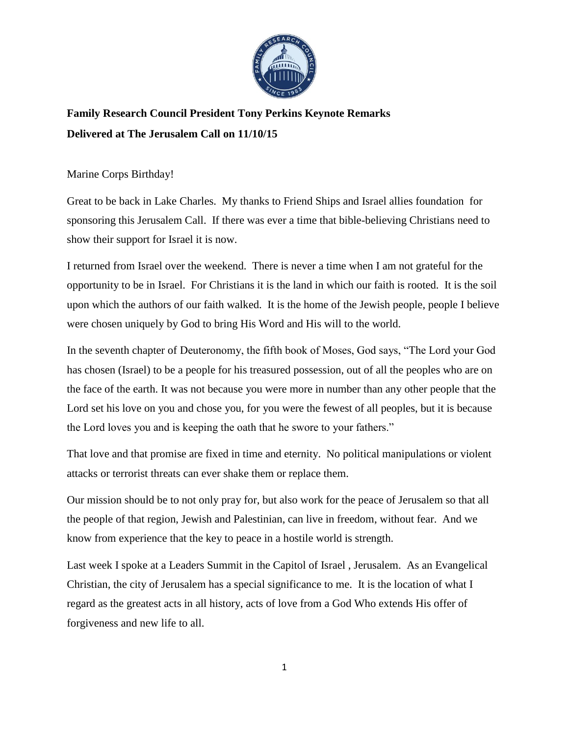**Family Research Council President Tony Perkins Keynote Remarks**

**Delivered at The Jerusalem Call on 11/10/15**

Marine Corps Birthday!

Great to be back in Lake Charles. My thanks to Friend Ships and Israel allies foundation for sponsoring this Jerusalem Call. If there was ever a time that bible-believing Christians need to show their support for Israel it is now.

I returned from Israel over the weekend. There is never a time when I am not grateful for the opportunity to be in Israel. For Christians it is the land in which our faith is rooted. It is the soil upon which the authors of our faith walked. It is the home of the Jewish people, people I believe were chosen uniquely by God to bring His Word and His will to the world.

In the seventh chapter of Deuteronomy, the fifth book of Moses, God says, "The Lord your God has chosen (Israel) to be a people for his treasured possession, out of all the peoples who are on the face of the earth. It was not because you were more in number than any other people that the Lord set his love on you and chose you, for you were the fewest of all peoples, but it is because the Lord loves you and is keeping the oath that he swore to your fathers."

That love and that promise are fixed in time and eternity. No political manipulations or violent attacks or terrorist threats can ever shake them or replace them.

Our mission should be to not only pray for, but also work for the peace of Jerusalem so that all the people of that region, Jewish and Palestinian, can live in freedom, without fear. And we know from experience that the key to peace in a hostile world is strength.

Last week I spoke at a Leaders Summit in the Capitol of Israel , Jerusalem. As an Evangelical Christian, the city of Jerusalem has a special significance to me. It is the location of what I regard as the greatest acts in all history, acts of love from a God Who extends His offer of forgiveness and new life to all.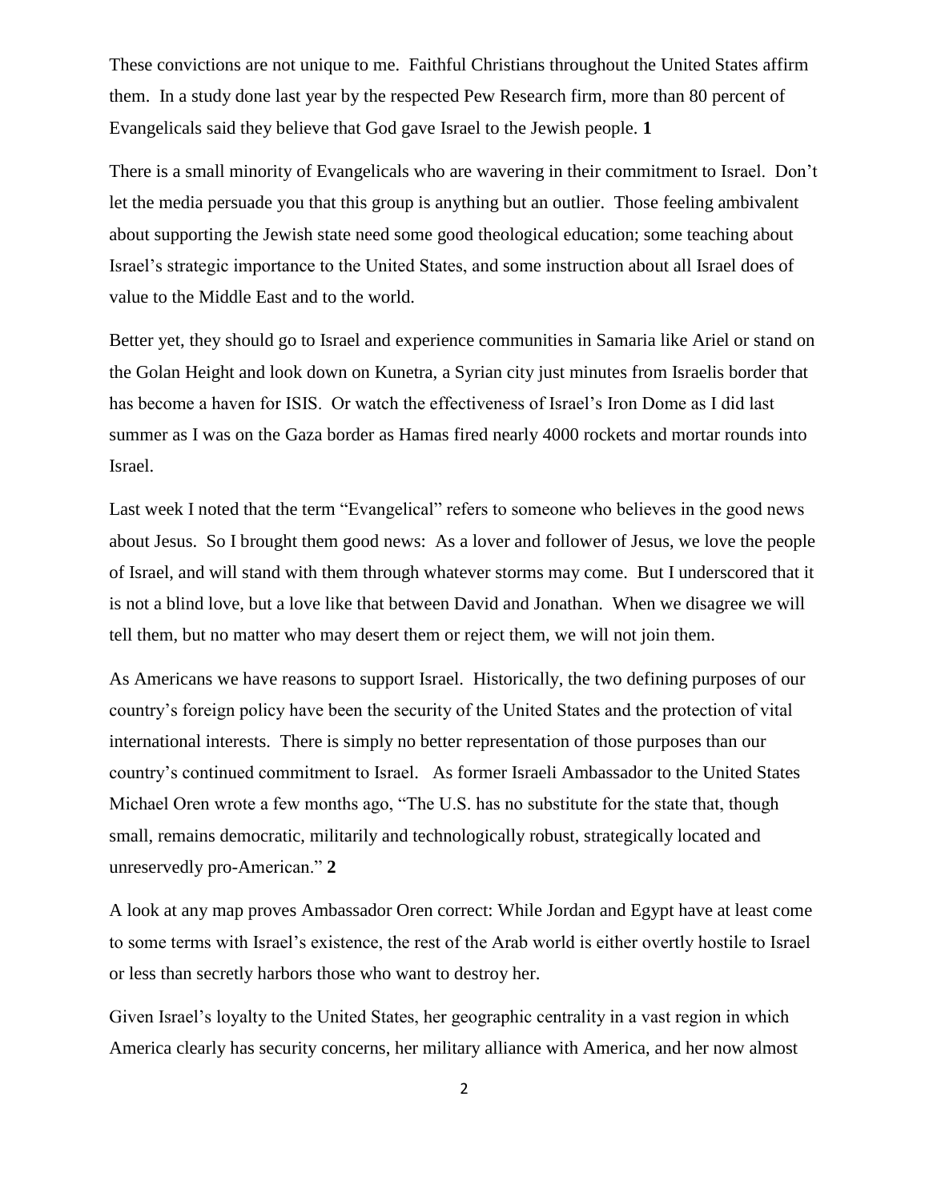These convictions are not unique to me. Faithful Christians throughout the United States affirm them. In a study done last year by the respected Pew Research firm, more than 80 percent of Evangelicals said they believe that God gave Israel to the Jewish people. **1**

There is a small minority of Evangelicals who are wavering in their commitment to Israel. Don't let the media persuade you that this group is anything but an outlier. Those feeling ambivalent about supporting the Jewish state need some good theological education; some teaching about Israel's strategic importance to the United States, and some instruction about all Israel does of value to the Middle East and to the world.

Better yet, they should go to Israel and experience communities in Samaria like Ariel or stand on the Golan Height and look down on Kunetra, a Syrian city just minutes from Israelis border that has become a haven for ISIS. Or watch the effectiveness of Israel's Iron Dome as I did last summer as I was on the Gaza border as Hamas fired nearly 4000 rockets and mortar rounds into Israel.

Last week I noted that the term "Evangelical" refers to someone who believes in the good news about Jesus. So I brought them good news: As a lover and follower of Jesus, we love the people of Israel, and will stand with them through whatever storms may come. But I underscored that it is not a blind love, but a love like that between David and Jonathan. When we disagree we will tell them, but no matter who may desert them or reject them, we will not join them.

As Americans we have reasons to support Israel. Historically, the two defining purposes of our country's foreign policy have been the security of the United States and the protection of vital international interests. There is simply no better representation of those purposes than our country's continued commitment to Israel. As former Israeli Ambassador to the United States Michael Oren wrote a few months ago, "The U.S. has no substitute for the state that, though small, remains democratic, militarily and technologically robust, strategically located and unreservedly pro-American." **2**

A look at any map proves Ambassador Oren correct: While Jordan and Egypt have at least come to some terms with Israel's existence, the rest of the Arab world is either overtly hostile to Israel or less than secretly harbors those who want to destroy her.

Given Israel's loyalty to the United States, her geographic centrality in a vast region in which America clearly has security concerns, her military alliance with America, and her now almost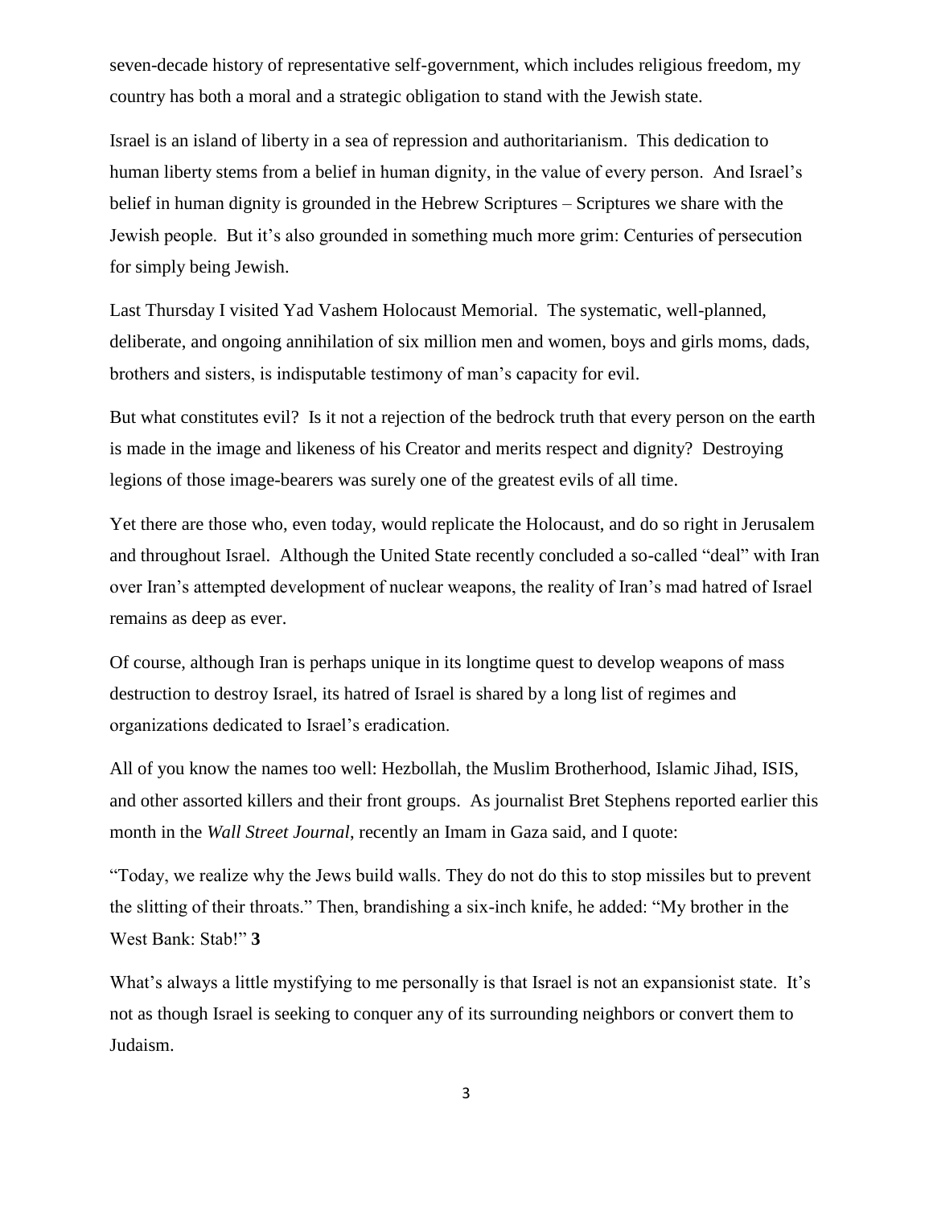seven-decade history of representative self-government, which includes religious freedom, my country has both a moral and a strategic obligation to stand with the Jewish state.

Israel is an island of liberty in a sea of repression and authoritarianism. This dedication to human liberty stems from a belief in human dignity, in the value of every person. And Israel's belief in human dignity is grounded in the Hebrew Scriptures – Scriptures we share with the Jewish people. But it's also grounded in something much more grim: Centuries of persecution for simply being Jewish.

Last Thursday I visited Yad Vashem Holocaust Memorial. The systematic, well-planned, deliberate, and ongoing annihilation of six million men and women, boys and girls moms, dads, brothers and sisters, is indisputable testimony of man's capacity for evil.

But what constitutes evil? Is it not a rejection of the bedrock truth that every person on the earth is made in the image and likeness of his Creator and merits respect and dignity? Destroying legions of those image-bearers was surely one of the greatest evils of all time.

Yet there are those who, even today, would replicate the Holocaust, and do so right in Jerusalem and throughout Israel. Although the United State recently concluded a so-called "deal" with Iran over Iran's attempted development of nuclear weapons, the reality of Iran's mad hatred of Israel remains as deep as ever.

Of course, although Iran is perhaps unique in its longtime quest to develop weapons of mass destruction to destroy Israel, its hatred of Israel is shared by a long list of regimes and organizations dedicated to Israel's eradication.

All of you know the names too well: Hezbollah, the Muslim Brotherhood, Islamic Jihad, ISIS, and other assorted killers and their front groups. As journalist Bret Stephens reported earlier this month in the *Wall Street Journal*, recently an Imam in Gaza said, and I quote:

"Today, we realize why the Jews build walls. They do not do this to stop missiles but to prevent the slitting of their throats." Then, brandishing a six-inch knife, he added: "My brother in the West Bank: Stab!" **3**

What's always a little mystifying to me personally is that Israel is not an expansionist state. It's not as though Israel is seeking to conquer any of its surrounding neighbors or convert them to Judaism.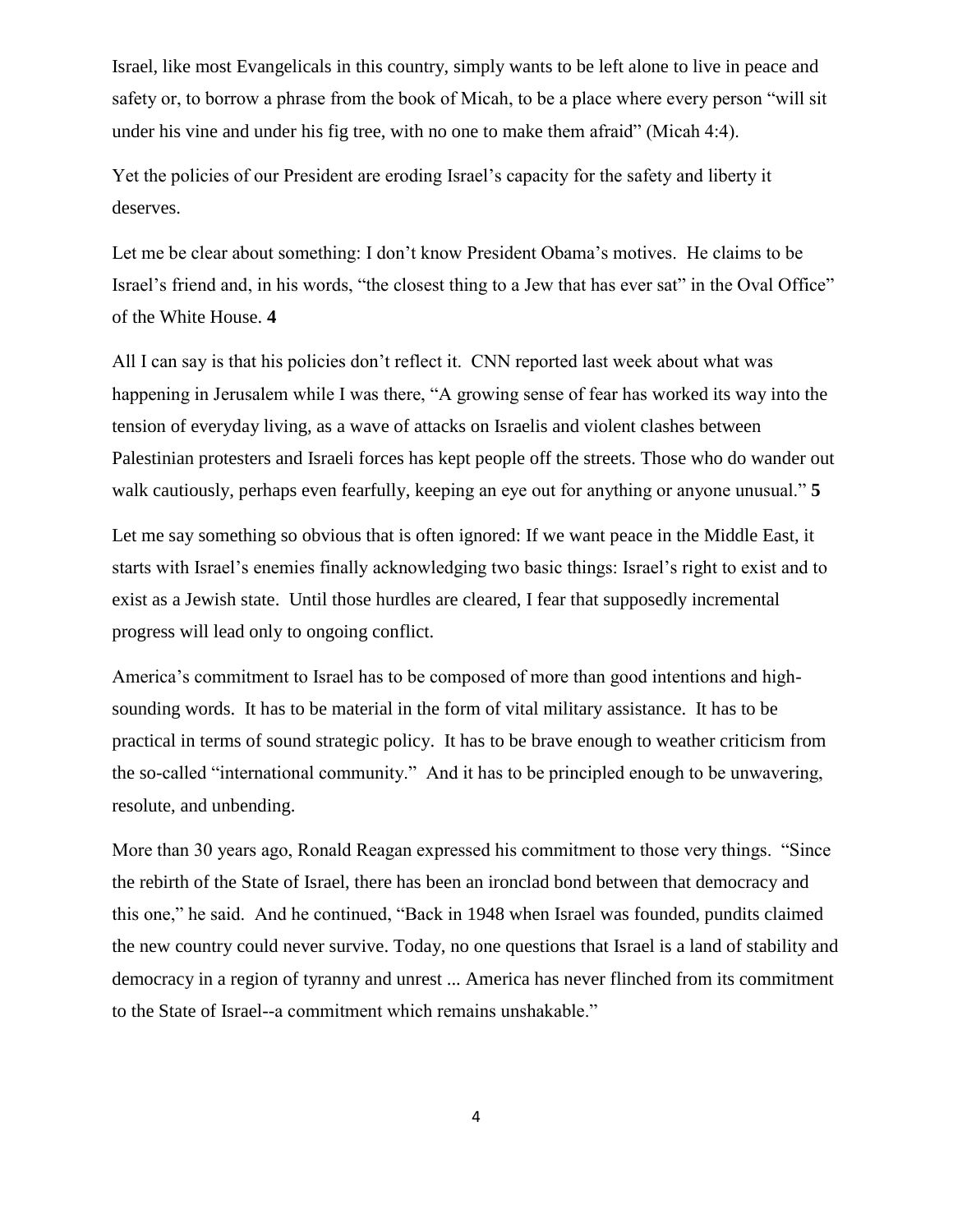Israel, like most Evangelicals in this country, simply wants to be left alone to live in peace and safety or, to borrow a phrase from the book of Micah, to be a place where every person "will sit under his vine and under his fig tree, with no one to make them afraid" (Micah 4:4).

Yet the policies of our President are eroding Israel's capacity for the safety and liberty it deserves.

Let me be clear about something: I don't know President Obama's motives. He claims to be Israel's friend and, in his words, "the closest thing to a Jew that has ever sat" in the Oval Office" of the White House. **4**

All I can say is that his policies don't reflect it. CNN reported last week about what was happening in Jerusalem while I was there, "A growing sense of fear has worked its way into the tension of everyday living, as a wave of attacks on Israelis and violent clashes between Palestinian protesters and Israeli forces has kept people off the streets. Those who do wander out walk cautiously, perhaps even fearfully, keeping an eye out for anything or anyone unusual." **5**

Let me say something so obvious that is often ignored: If we want peace in the Middle East, it starts with Israel's enemies finally acknowledging two basic things: Israel's right to exist and to exist as a Jewish state. Until those hurdles are cleared, I fear that supposedly incremental progress will lead only to ongoing conflict.

America's commitment to Israel has to be composed of more than good intentions and high-sounding words. It has to be material in the form of vital military assistance. It has to be practical in terms of sound strategic policy. It has to be brave enough to weather criticism from the so-called "international community." And it has to be principled enough to be unwavering, resolute, and unbending.

More than 30 years ago, Ronald Reagan expressed his commitment to those very things. "Since the rebirth of the State of Israel, there has been an ironclad bond between that democracy and this one," he said. And he continued, "Back in 1948 when Israel was founded, pundits claimed the new country could never survive. Today, no one questions that Israel is a land of stability and democracy in a region of tyranny and unrest ... America has never flinched from its commitment to the State of Israel--a commitment which remains unshakable."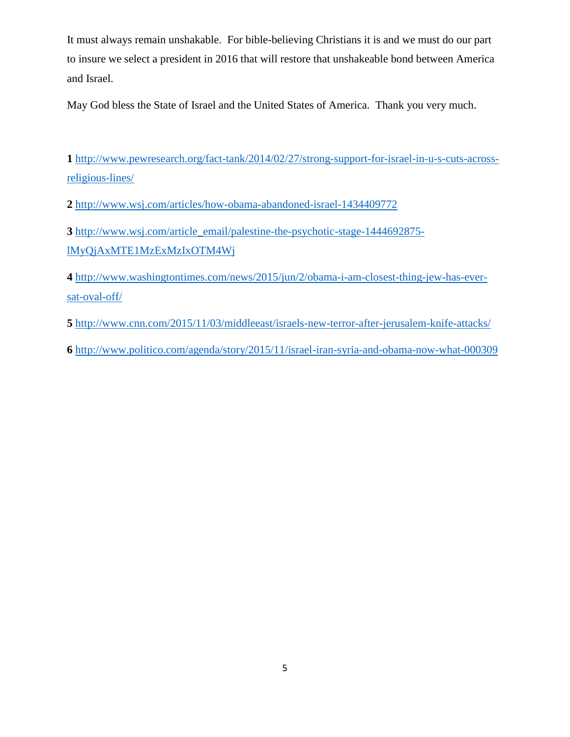It must always remain unshakable. For bible-believing Christians it is and we must do our part to insure we select a president in 2016 that will restore that unshakeable bond between America and Israel.

May God bless the State of Israel and the United States of America. Thank you very much.

**1** http://www.pewresearch.org/fact-tank/2014/02/27/strong-support-for-israel-in-u-s-cuts-across-religious-lines/

**2** http://www.wsj.com/articles/how-obama-abandoned-israel-1434409772

**3** http://www.wsj.com/article_email/palestine-the-psychotic-stage-1444692875-lMyQjAxMTE1MzExMzIxOTM4Wj

**4** http://www.washingtontimes.com/news/2015/jun/2/obama-i-am-closest-thing-jew-has-ever-sat-oval-off/

**5** http://www.cnn.com/2015/11/03/middleeast/israels-new-terror-after-jerusalem-knife-attacks/

**6** http://www.politico.com/agenda/story/2015/11/israel-iran-syria-and-obama-now-what-000309